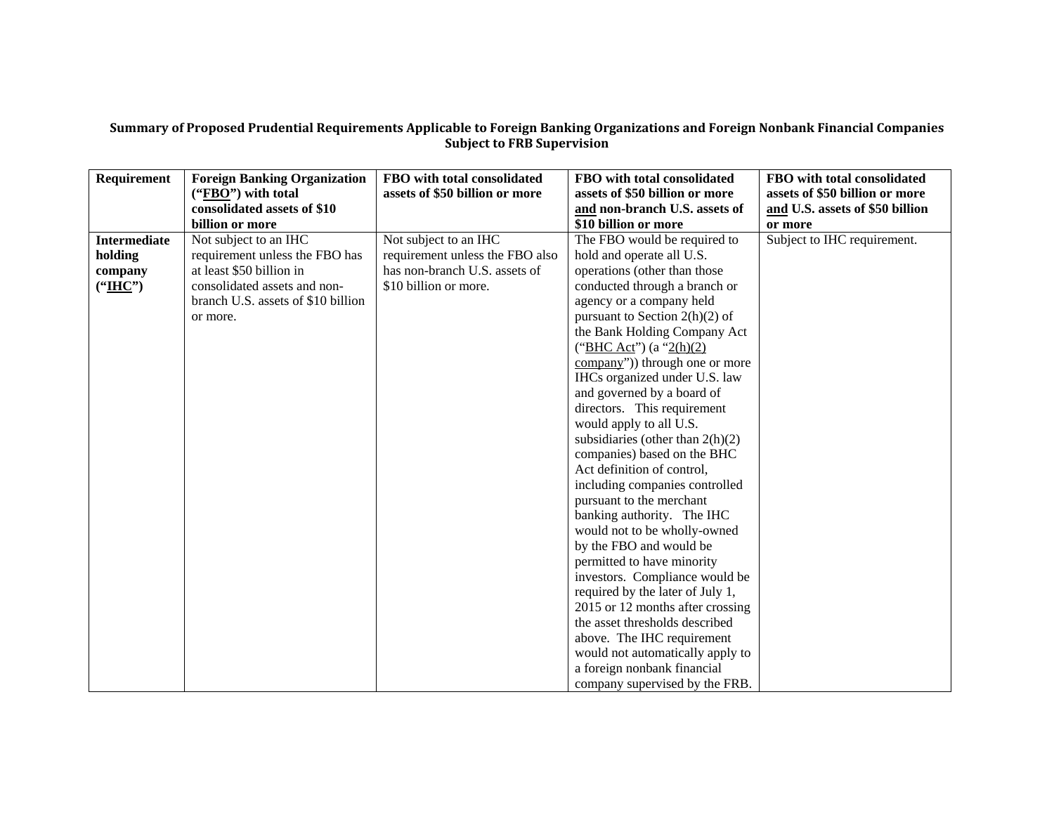**Summary of Proposed Prudential Requirements Applicable to Foreign Banking Organizations and Foreign Nonbank Financial Companies Subject to FRB Supervision**

| Requirement | Foreign Banking Organization ("FBO") with total consolidated assets of $10 billion or more | FBO with total consolidated assets of $50 billion or more | FBO with total consolidated assets of $50 billion or more and non-branch U.S. assets of $10 billion or more | FBO with total consolidated assets of $50 billion or more and U.S. assets of $50 billion or more |
|---|---|---|---|---|
| **Intermediate holding company ("IHC")** | Not subject to an IHC requirement unless the FBO has at least $50 billion in consolidated assets and non-branch U.S. assets of $10 billion or more. | Not subject to an IHC requirement unless the FBO also has non-branch U.S. assets of $10 billion or more. | The FBO would be required to hold and operate all U.S. operations (other than those conducted through a branch or agency or a company held pursuant to Section 2(h)(2) of the Bank Holding Company Act ("BHC Act") (a "2(h)(2) company")) through one or more IHCs organized under U.S. law and governed by a board of directors. This requirement would apply to all U.S. subsidiaries (other than 2(h)(2) companies) based on the BHC Act definition of control, including companies controlled pursuant to the merchant banking authority. The IHC would not to be wholly-owned by the FBO and would be permitted to have minority investors. Compliance would be required by the later of July 1, 2015 or 12 months after crossing the asset thresholds described above. The IHC requirement would not automatically apply to a foreign nonbank financial company supervised by the FRB. | Subject to IHC requirement. |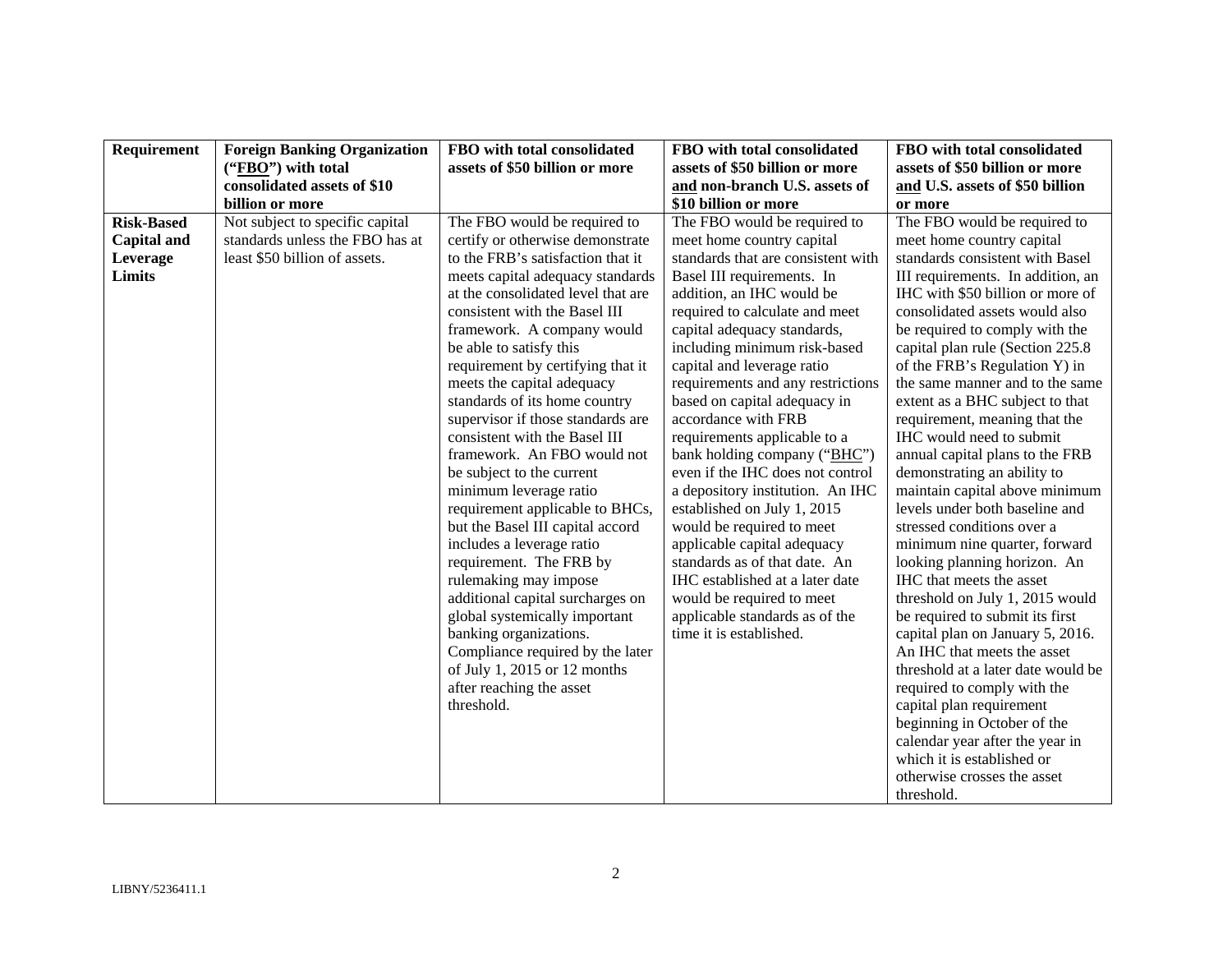| Requirement | Foreign Banking Organization ("FBO") with total consolidated assets of $10 billion or more | FBO with total consolidated assets of $50 billion or more | FBO with total consolidated assets of $50 billion or more and non-branch U.S. assets of $10 billion or more | FBO with total consolidated assets of $50 billion or more and U.S. assets of $50 billion or more |
|---|---|---|---|---|
| **Risk-Based Capital and Leverage Limits** | Not subject to specific capital standards unless the FBO has at least $50 billion of assets. | The FBO would be required to certify or otherwise demonstrate to the FRB's satisfaction that it meets capital adequacy standards at the consolidated level that are consistent with the Basel III framework. A company would be able to satisfy this requirement by certifying that it meets the capital adequacy standards of its home country supervisor if those standards are consistent with the Basel III framework. An FBO would not be subject to the current minimum leverage ratio requirement applicable to BHCs, but the Basel III capital accord includes a leverage ratio requirement. The FRB by rulemaking may impose additional capital surcharges on global systemically important banking organizations. Compliance required by the later of July 1, 2015 or 12 months after reaching the asset threshold. | The FBO would be required to meet home country capital standards that are consistent with Basel III requirements. In addition, an IHC would be required to calculate and meet capital adequacy standards, including minimum risk-based capital and leverage ratio requirements and any restrictions based on capital adequacy in accordance with FRB requirements applicable to a bank holding company ("BHC") even if the IHC does not control a depository institution. An IHC established on July 1, 2015 would be required to meet applicable capital adequacy standards as of that date. An IHC established at a later date would be required to meet applicable standards as of the time it is established. | The FBO would be required to meet home country capital standards consistent with Basel III requirements. In addition, an IHC with $50 billion or more of consolidated assets would also be required to comply with the capital plan rule (Section 225.8 of the FRB's Regulation Y) in the same manner and to the same extent as a BHC subject to that requirement, meaning that the IHC would need to submit annual capital plans to the FRB demonstrating an ability to maintain capital above minimum levels under both baseline and stressed conditions over a minimum nine quarter, forward looking planning horizon. An IHC that meets the asset threshold on July 1, 2015 would be required to submit its first capital plan on January 5, 2016. An IHC that meets the asset threshold at a later date would be required to comply with the capital plan requirement beginning in October of the calendar year after the year in which it is established or otherwise crosses the asset threshold. |

LIBNY/5236411.1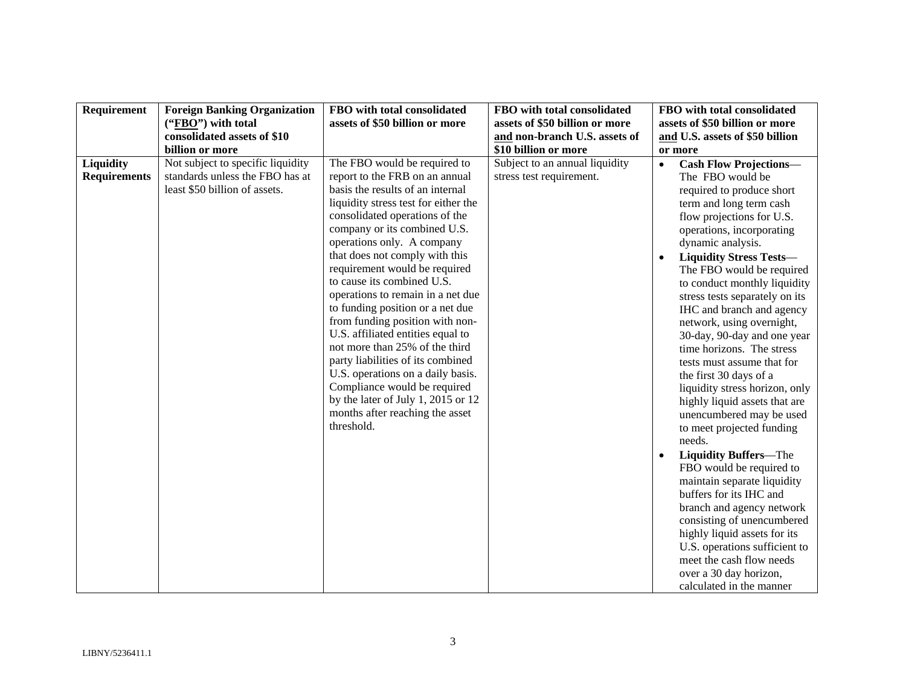| Requirement | Foreign Banking Organization ("FBO") with total consolidated assets of $10 billion or more | FBO with total consolidated assets of $50 billion or more | FBO with total consolidated assets of $50 billion or more and non-branch U.S. assets of $10 billion or more | FBO with total consolidated assets of $50 billion or more and U.S. assets of $50 billion or more |
|---|---|---|---|---|
| **Liquidity Requirements** | Not subject to specific liquidity standards unless the FBO has at least $50 billion of assets. | The FBO would be required to report to the FRB on an annual basis the results of an internal liquidity stress test for either the consolidated operations of the company or its combined U.S. operations only. A company that does not comply with this requirement would be required to cause its combined U.S. operations to remain in a net due to funding position or a net due from funding position with non-U.S. affiliated entities equal to not more than 25% of the third party liabilities of its combined U.S. operations on a daily basis. Compliance would be required by the later of July 1, 2015 or 12 months after reaching the asset threshold. | Subject to an annual liquidity stress test requirement. | • **Cash Flow Projections**—The FBO would be required to produce short term and long term cash flow projections for U.S. operations, incorporating dynamic analysis. <br>• **Liquidity Stress Tests**—The FBO would be required to conduct monthly liquidity stress tests separately on its IHC and branch and agency network, using overnight, 30-day, 90-day and one year time horizons. The stress tests must assume that for the first 30 days of a liquidity stress horizon, only highly liquid assets that are unencumbered may be used to meet projected funding needs. <br>• **Liquidity Buffers**—The FBO would be required to maintain separate liquidity buffers for its IHC and branch and agency network consisting of unencumbered highly liquid assets for its U.S. operations sufficient to meet the cash flow needs over a 30 day horizon, calculated in the manner |

LIBNY/5236411.1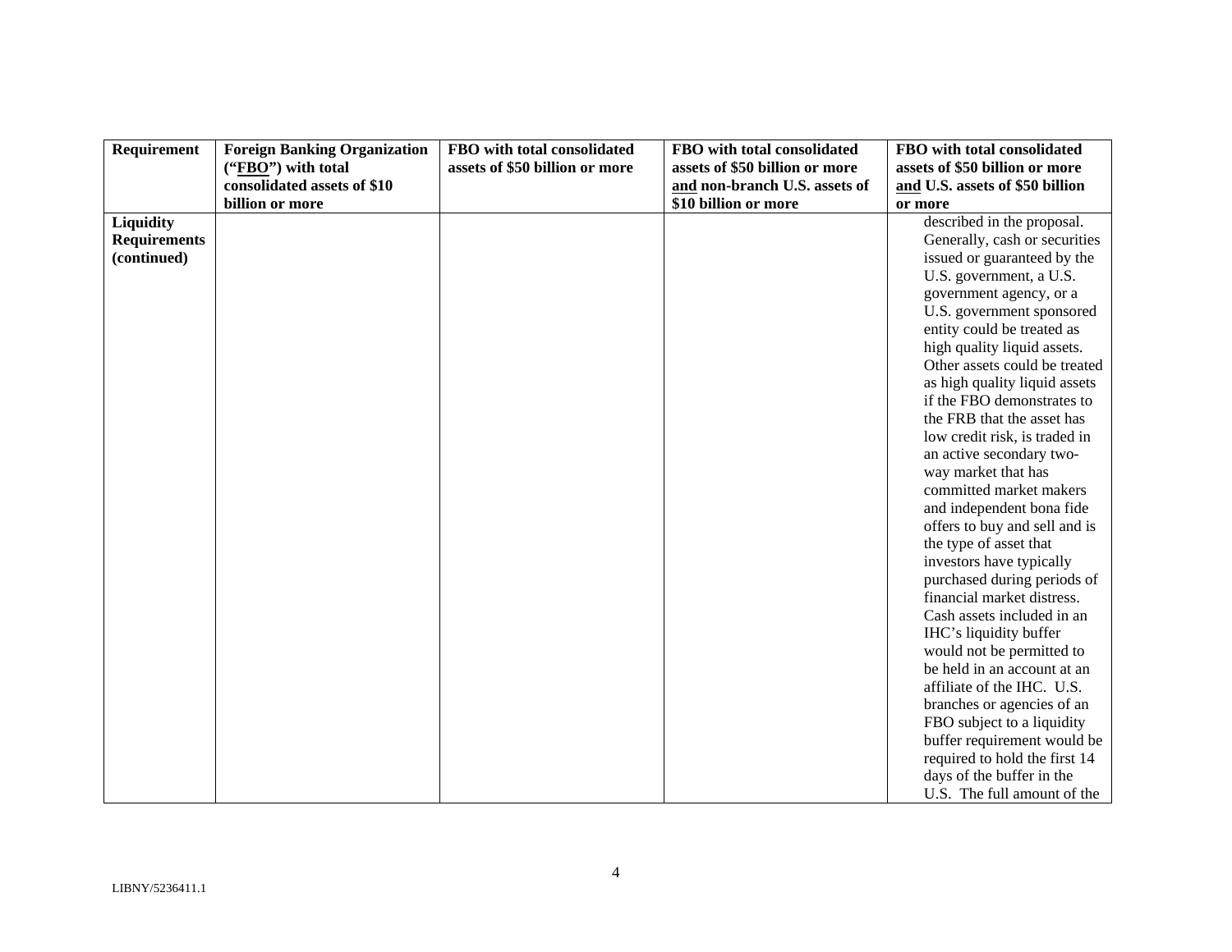| Requirement | Foreign Banking Organization ("FBO") with total consolidated assets of $10 billion or more | FBO with total consolidated assets of $50 billion or more | FBO with total consolidated assets of $50 billion or more and non-branch U.S. assets of $10 billion or more | FBO with total consolidated assets of $50 billion or more and U.S. assets of $50 billion or more |
|---|---|---|---|---|
| **Liquidity Requirements (continued)** | | | | described in the proposal. Generally, cash or securities issued or guaranteed by the U.S. government, a U.S. government agency, or a U.S. government sponsored entity could be treated as high quality liquid assets. Other assets could be treated as high quality liquid assets if the FBO demonstrates to the FRB that the asset has low credit risk, is traded in an active secondary two-way market that has committed market makers and independent bona fide offers to buy and sell and is the type of asset that investors have typically purchased during periods of financial market distress. Cash assets included in an IHC's liquidity buffer would not be permitted to be held in an account at an affiliate of the IHC. U.S. branches or agencies of an FBO subject to a liquidity buffer requirement would be required to hold the first 14 days of the buffer in the U.S. The full amount of the |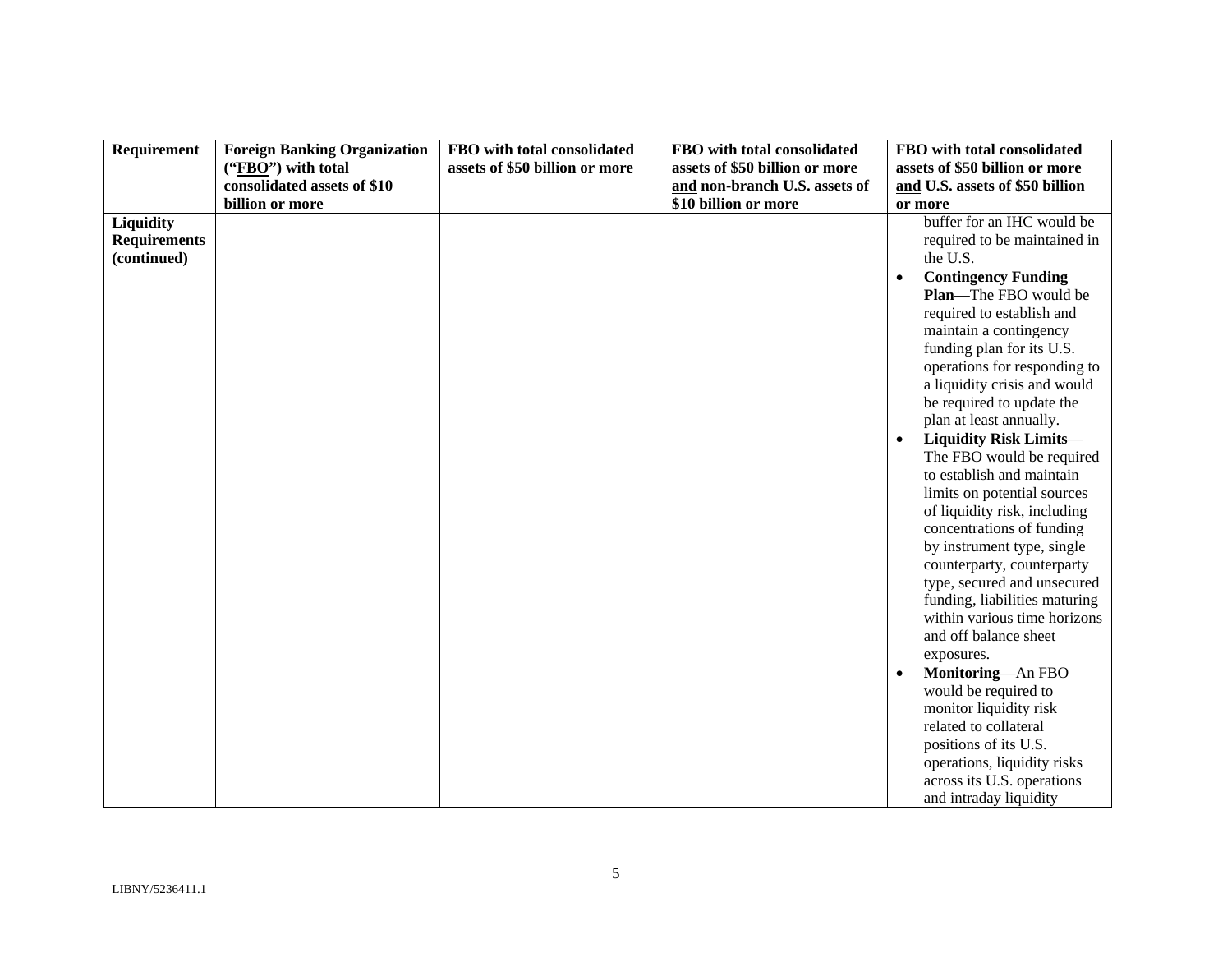| Requirement | Foreign Banking Organization ("FBO") with total consolidated assets of $10 billion or more | FBO with total consolidated assets of $50 billion or more | FBO with total consolidated assets of $50 billion or more and non-branch U.S. assets of $10 billion or more | FBO with total consolidated assets of $50 billion or more and U.S. assets of $50 billion or more |
|---|---|---|---|---|
| **Liquidity Requirements (continued)** | | | | buffer for an IHC would be required to be maintained in the U.S.<br>• **Contingency Funding Plan**—The FBO would be required to establish and maintain a contingency funding plan for its U.S. operations for responding to a liquidity crisis and would be required to update the plan at least annually.<br>• **Liquidity Risk Limits**—The FBO would be required to establish and maintain limits on potential sources of liquidity risk, including concentrations of funding by instrument type, single counterparty, counterparty type, secured and unsecured funding, liabilities maturing within various time horizons and off balance sheet exposures.<br>• **Monitoring**—An FBO would be required to monitor liquidity risk related to collateral positions of its U.S. operations, liquidity risks across its U.S. operations and intraday liquidity |

LIBNY/5236411.1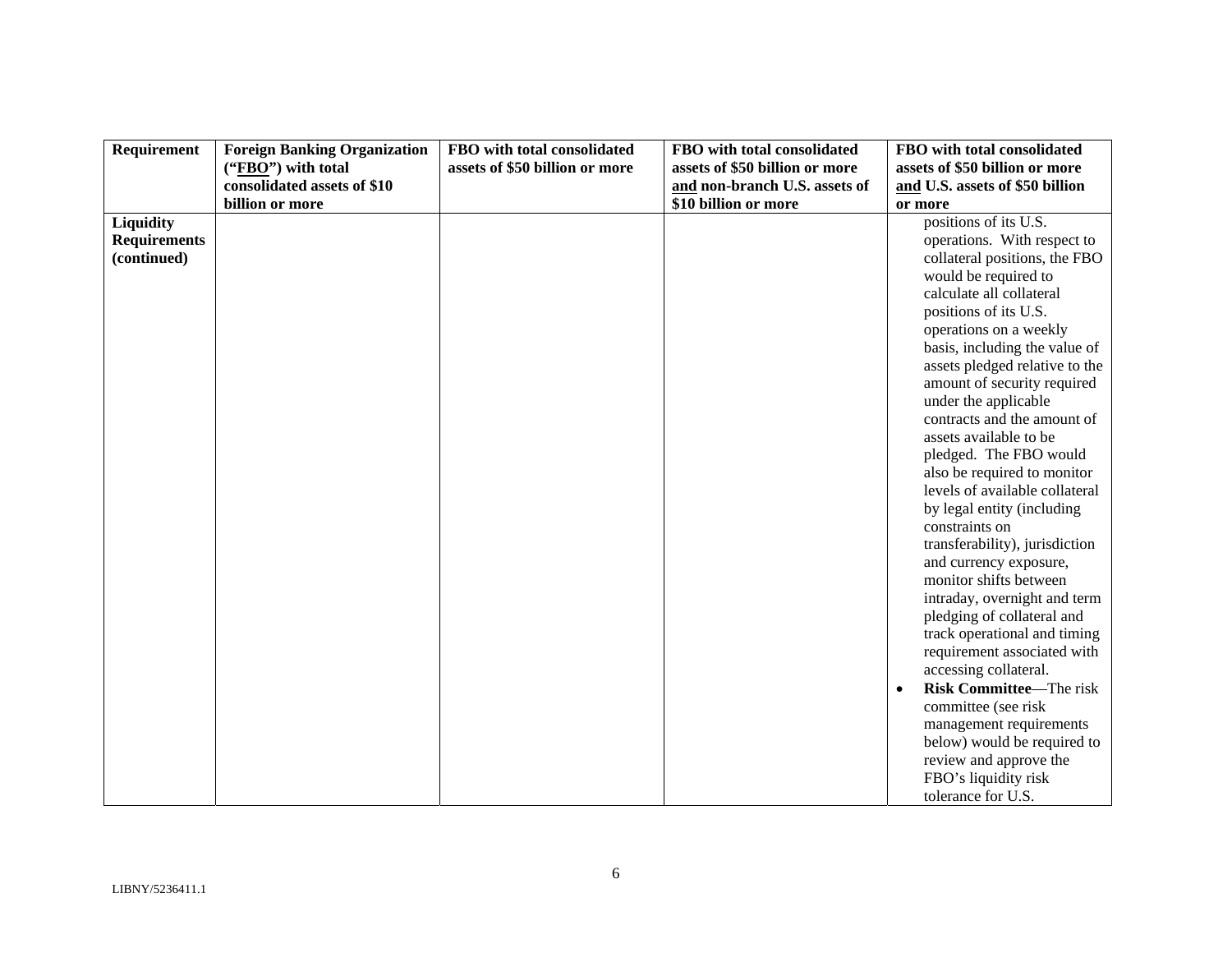| Requirement | Foreign Banking Organization ("**FBO**") with total consolidated assets of $10 billion or more | FBO with total consolidated assets of $50 billion or more | FBO with total consolidated assets of $50 billion or more and non-branch U.S. assets of $10 billion or more | FBO with total consolidated assets of $50 billion or more and U.S. assets of $50 billion or more |
|---|---|---|---|---|
| **Liquidity Requirements (continued)** | | | | positions of its U.S. operations. With respect to collateral positions, the FBO would be required to calculate all collateral positions of its U.S. operations on a weekly basis, including the value of assets pledged relative to the amount of security required under the applicable contracts and the amount of assets available to be pledged. The FBO would also be required to monitor levels of available collateral by legal entity (including constraints on transferability), jurisdiction and currency exposure, monitor shifts between intraday, overnight and term pledging of collateral and track operational and timing requirement associated with accessing collateral.<br>• **Risk Committee**—The risk committee (see risk management requirements below) would be required to review and approve the FBO's liquidity risk tolerance for U.S. |

LIBNY/5236411.1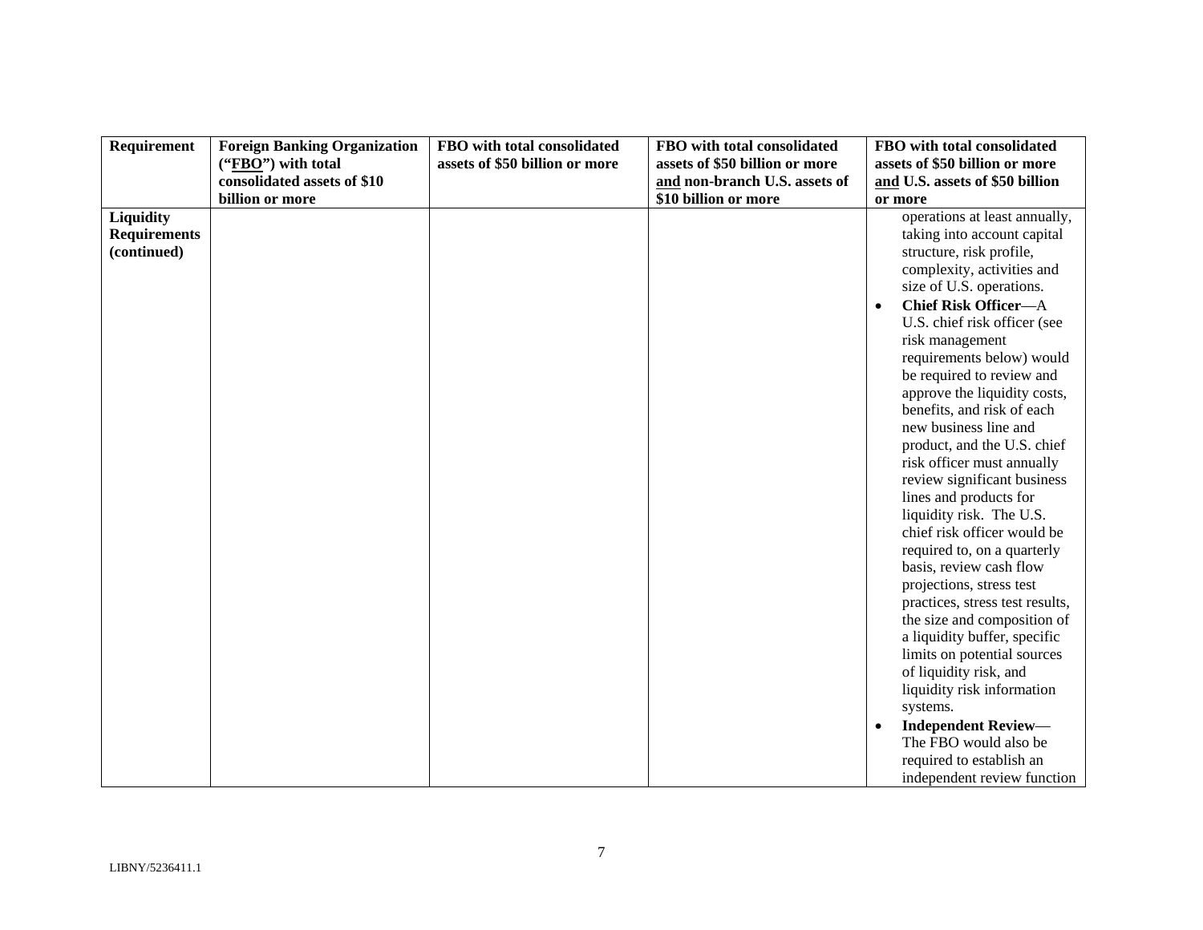| Requirement | Foreign Banking Organization ("FBO") with total consolidated assets of $10 billion or more | FBO with total consolidated assets of $50 billion or more | FBO with total consolidated assets of $50 billion or more and non-branch U.S. assets of $10 billion or more | FBO with total consolidated assets of $50 billion or more and U.S. assets of $50 billion or more |
|---|---|---|---|---|
| **Liquidity Requirements (continued)** | | | | operations at least annually, taking into account capital structure, risk profile, complexity, activities and size of U.S. operations.<br>• **Chief Risk Officer**—A U.S. chief risk officer (see risk management requirements below) would be required to review and approve the liquidity costs, benefits, and risk of each new business line and product, and the U.S. chief risk officer must annually review significant business lines and products for liquidity risk. The U.S. chief risk officer would be required to, on a quarterly basis, review cash flow projections, stress test practices, stress test results, the size and composition of a liquidity buffer, specific limits on potential sources of liquidity risk, and liquidity risk information systems.<br>• **Independent Review**—The FBO would also be required to establish an independent review function |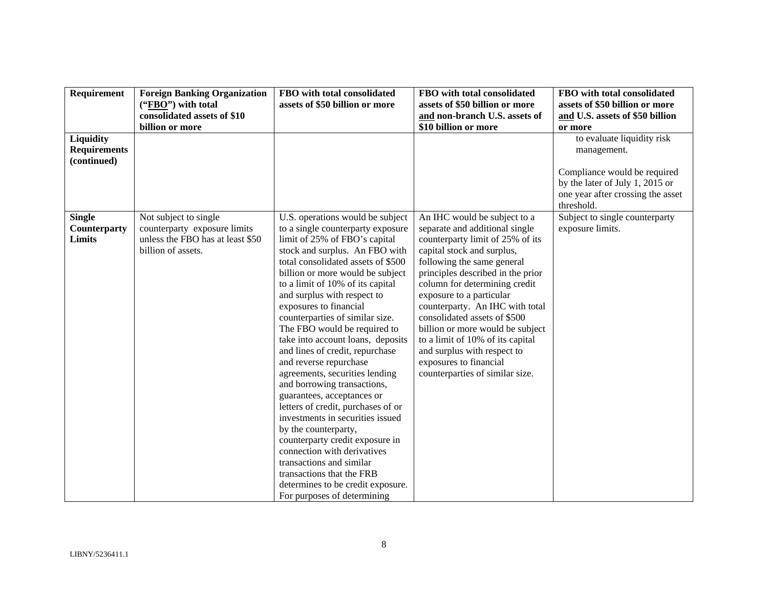| Requirement | Foreign Banking Organization ("**FBO**") with total consolidated assets of $10 billion or more | FBO with total consolidated assets of $50 billion or more | FBO with total consolidated assets of $50 billion or more and non-branch U.S. assets of $10 billion or more | FBO with total consolidated assets of $50 billion or more and U.S. assets of $50 billion or more |
|---|---|---|---|---|
| **Liquidity Requirements (continued)** | | | | to evaluate liquidity risk management.<br><br>Compliance would be required by the later of July 1, 2015 or one year after crossing the asset threshold. |
| **Single Counterparty Limits** | Not subject to single counterparty exposure limits unless the FBO has at least $50 billion of assets. | U.S. operations would be subject to a single counterparty exposure limit of 25% of FBO's capital stock and surplus. An FBO with total consolidated assets of $500 billion or more would be subject to a limit of 10% of its capital and surplus with respect to exposures to financial counterparties of similar size. The FBO would be required to take into account loans, deposits and lines of credit, repurchase and reverse repurchase agreements, securities lending and borrowing transactions, guarantees, acceptances or letters of credit, purchases of or investments in securities issued by the counterparty, counterparty credit exposure in connection with derivatives transactions and similar transactions that the FRB determines to be credit exposure. For purposes of determining | An IHC would be subject to a separate and additional single counterparty limit of 25% of its capital stock and surplus, following the same general principles described in the prior column for determining credit exposure to a particular counterparty. An IHC with total consolidated assets of $500 billion or more would be subject to a limit of 10% of its capital and surplus with respect to exposures to financial counterparties of similar size. | Subject to single counterparty exposure limits. |

LIBNY/5236411.1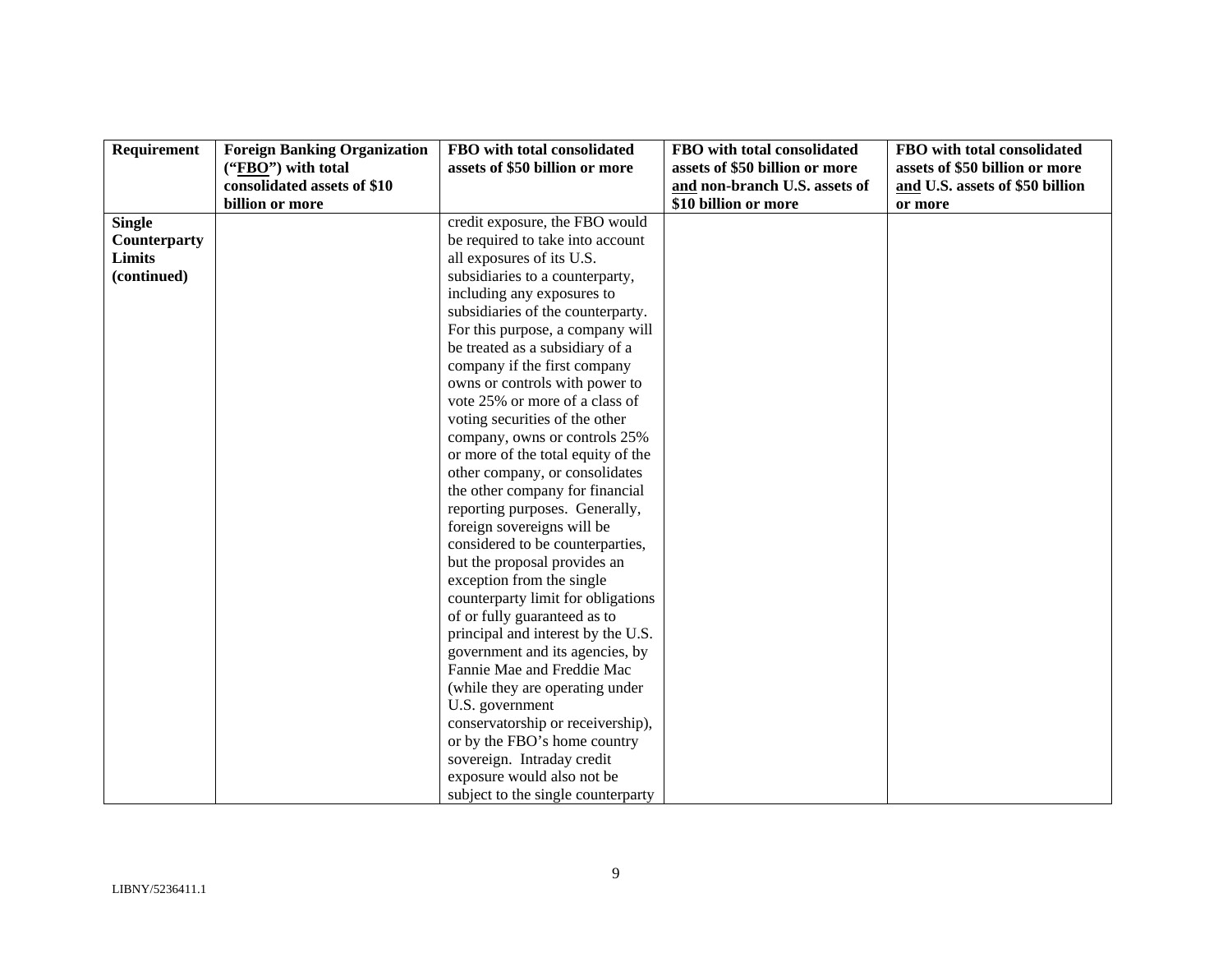| Requirement | Foreign Banking Organization ("FBO") with total consolidated assets of $10 billion or more | FBO with total consolidated assets of $50 billion or more | FBO with total consolidated assets of $50 billion or more and non-branch U.S. assets of $10 billion or more | FBO with total consolidated assets of $50 billion or more and U.S. assets of $50 billion or more |
|---|---|---|---|---|
| **Single Counterparty Limits (continued)** | | credit exposure, the FBO would be required to take into account all exposures of its U.S. subsidiaries to a counterparty, including any exposures to subsidiaries of the counterparty. For this purpose, a company will be treated as a subsidiary of a company if the first company owns or controls with power to vote 25% or more of a class of voting securities of the other company, owns or controls 25% or more of the total equity of the other company, or consolidates the other company for financial reporting purposes. Generally, foreign sovereigns will be considered to be counterparties, but the proposal provides an exception from the single counterparty limit for obligations of or fully guaranteed as to principal and interest by the U.S. government and its agencies, by Fannie Mae and Freddie Mac (while they are operating under U.S. government conservatorship or receivership), or by the FBO's home country sovereign. Intraday credit exposure would also not be subject to the single counterparty | | |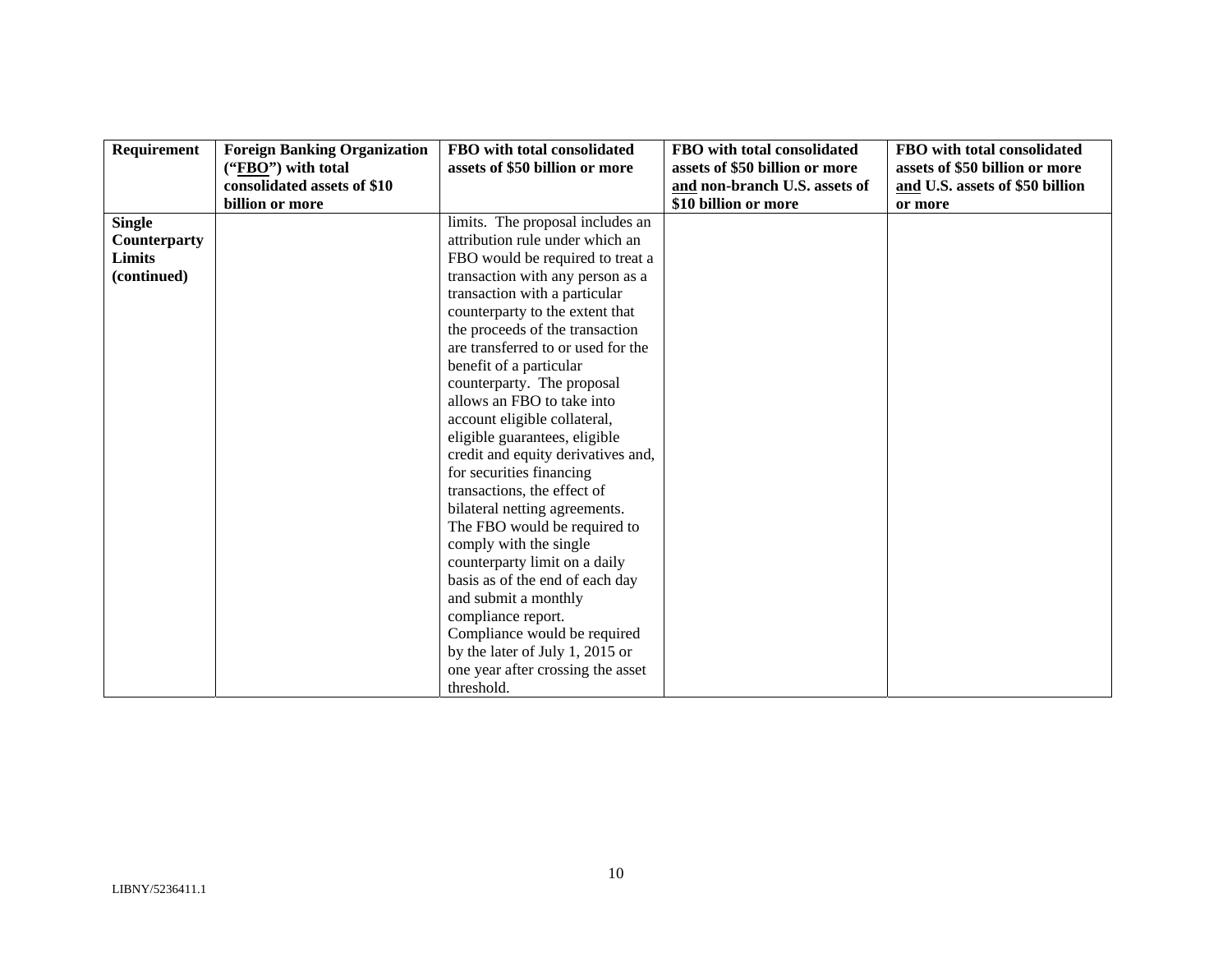| Requirement | Foreign Banking Organization ("FBO") with total consolidated assets of $10 billion or more | FBO with total consolidated assets of $50 billion or more | FBO with total consolidated assets of $50 billion or more and non-branch U.S. assets of $10 billion or more | FBO with total consolidated assets of $50 billion or more and U.S. assets of $50 billion or more |
| --- | --- | --- | --- | --- |
| **Single Counterparty Limits (continued)** | | limits. The proposal includes an attribution rule under which an FBO would be required to treat a transaction with any person as a transaction with a particular counterparty to the extent that the proceeds of the transaction are transferred to or used for the benefit of a particular counterparty. The proposal allows an FBO to take into account eligible collateral, eligible guarantees, eligible credit and equity derivatives and, for securities financing transactions, the effect of bilateral netting agreements. The FBO would be required to comply with the single counterparty limit on a daily basis as of the end of each day and submit a monthly compliance report. Compliance would be required by the later of July 1, 2015 or one year after crossing the asset threshold. | | |

LIBNY/5236411.1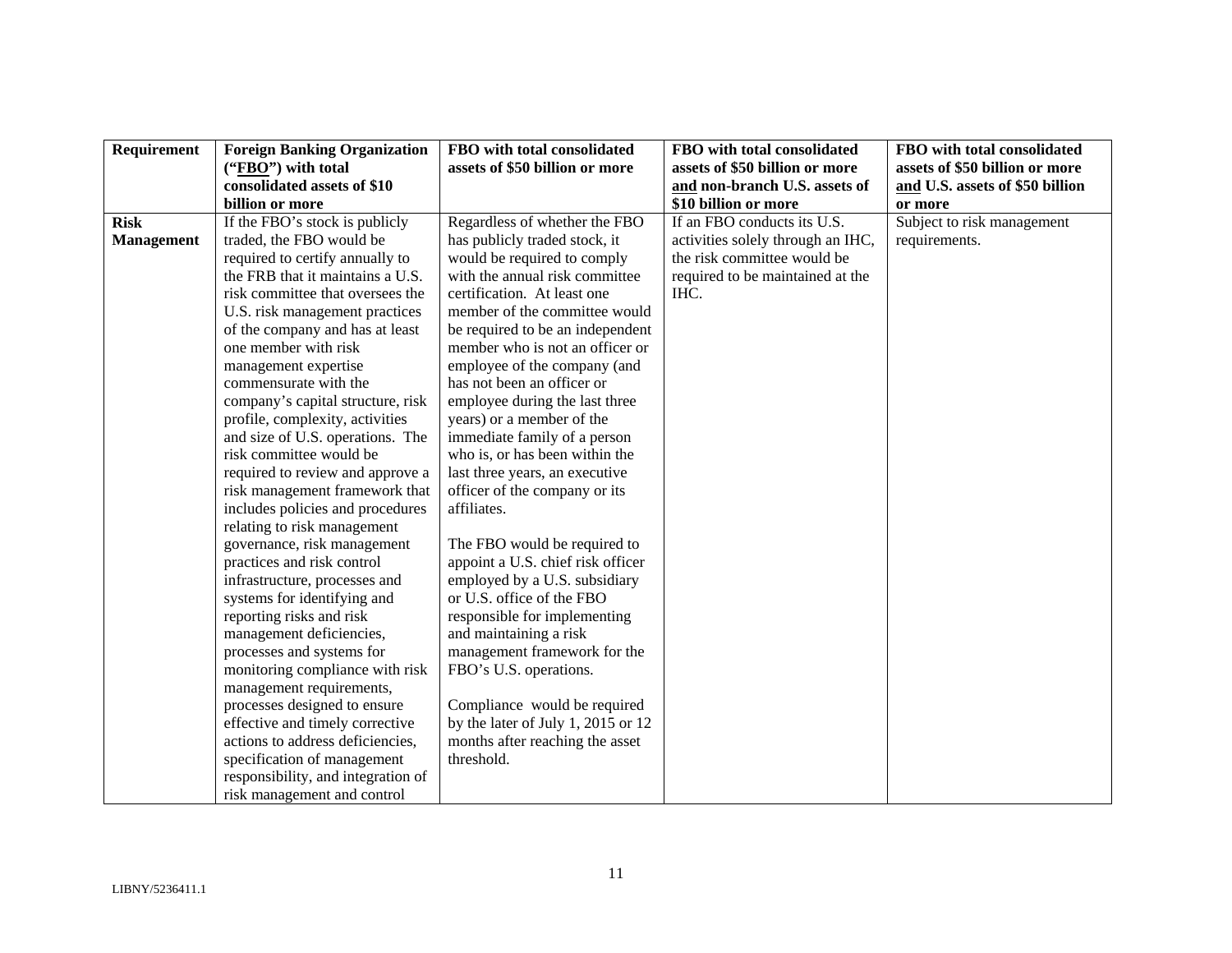| Requirement | Foreign Banking Organization ("**FBO**") with total consolidated assets of $10 billion or more | FBO with total consolidated assets of $50 billion or more | FBO with total consolidated assets of $50 billion or more and non-branch U.S. assets of $10 billion or more | FBO with total consolidated assets of $50 billion or more and U.S. assets of $50 billion or more |
|---|---|---|---|---|
| **Risk Management** | If the FBO's stock is publicly traded, the FBO would be required to certify annually to the FRB that it maintains a U.S. risk committee that oversees the U.S. risk management practices of the company and has at least one member with risk management expertise commensurate with the company's capital structure, risk profile, complexity, activities and size of U.S. operations. The risk committee would be required to review and approve a risk management framework that includes policies and procedures relating to risk management governance, risk management practices and risk control infrastructure, processes and systems for identifying and reporting risks and risk management deficiencies, processes and systems for monitoring compliance with risk management requirements, processes designed to ensure effective and timely corrective actions to address deficiencies, specification of management responsibility, and integration of risk management and control | Regardless of whether the FBO has publicly traded stock, it would be required to comply with the annual risk committee certification. At least one member of the committee would be required to be an independent member who is not an officer or employee of the company (and has not been an officer or employee during the last three years) or a member of the immediate family of a person who is, or has been within the last three years, an executive officer of the company or its affiliates.<br><br>The FBO would be required to appoint a U.S. chief risk officer employed by a U.S. subsidiary or U.S. office of the FBO responsible for implementing and maintaining a risk management framework for the FBO's U.S. operations.<br><br>Compliance would be required by the later of July 1, 2015 or 12 months after reaching the asset threshold. | If an FBO conducts its U.S. activities solely through an IHC, the risk committee would be required to be maintained at the IHC. | Subject to risk management requirements. |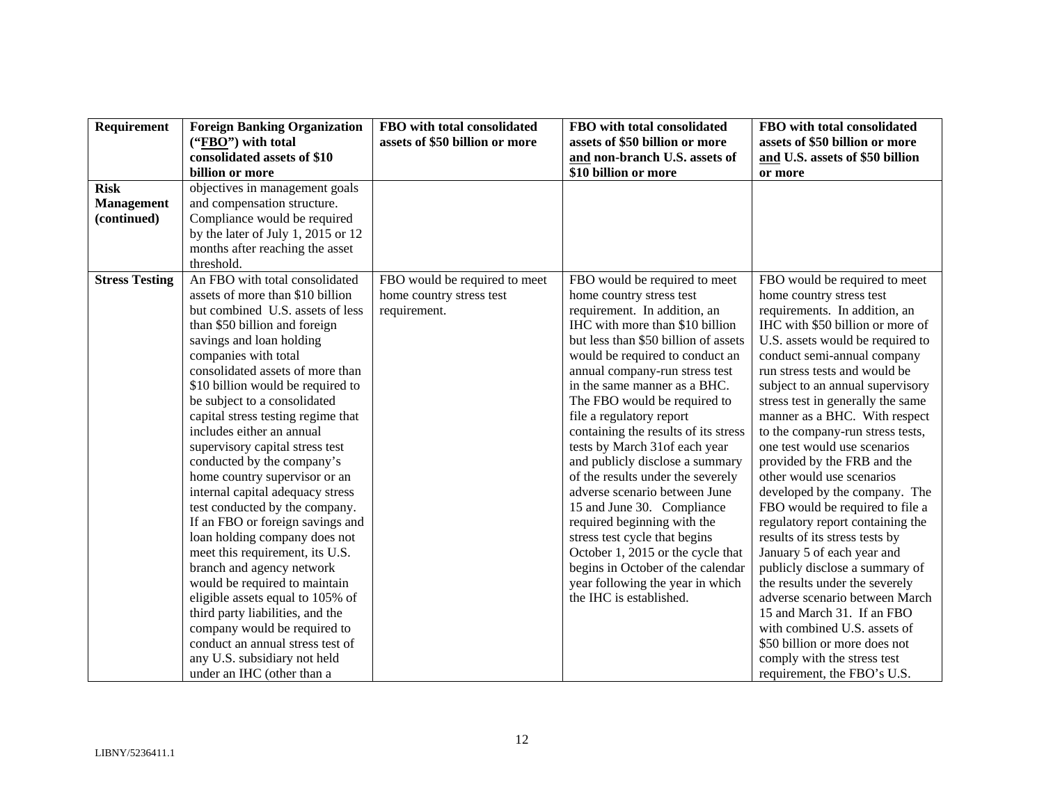| Requirement | Foreign Banking Organization ("FBO") with total consolidated assets of $10 billion or more | FBO with total consolidated assets of $50 billion or more | FBO with total consolidated assets of $50 billion or more and non-branch U.S. assets of $10 billion or more | FBO with total consolidated assets of $50 billion or more and U.S. assets of $50 billion or more |
|---|---|---|---|---|
| **Risk Management (continued)** | objectives in management goals and compensation structure. Compliance would be required by the later of July 1, 2015 or 12 months after reaching the asset threshold. | | | |
| **Stress Testing** | An FBO with total consolidated assets of more than $10 billion but combined U.S. assets of less than $50 billion and foreign savings and loan holding companies with total consolidated assets of more than $10 billion would be required to be subject to a consolidated capital stress testing regime that includes either an annual supervisory capital stress test conducted by the company's home country supervisor or an internal capital adequacy stress test conducted by the company. If an FBO or foreign savings and loan holding company does not meet this requirement, its U.S. branch and agency network would be required to maintain eligible assets equal to 105% of third party liabilities, and the company would be required to conduct an annual stress test of any U.S. subsidiary not held under an IHC (other than a | FBO would be required to meet home country stress test requirement. | FBO would be required to meet home country stress test requirement. In addition, an IHC with more than $10 billion but less than $50 billion of assets would be required to conduct an annual company-run stress test in the same manner as a BHC. The FBO would be required to file a regulatory report containing the results of its stress tests by March 31of each year and publicly disclose a summary of the results under the severely adverse scenario between June 15 and June 30. Compliance required beginning with the stress test cycle that begins October 1, 2015 or the cycle that begins in October of the calendar year following the year in which the IHC is established. | FBO would be required to meet home country stress test requirements. In addition, an IHC with $50 billion or more of U.S. assets would be required to conduct semi-annual company run stress tests and would be subject to an annual supervisory stress test in generally the same manner as a BHC. With respect to the company-run stress tests, one test would use scenarios provided by the FRB and the other would use scenarios developed by the company. The FBO would be required to file a regulatory report containing the results of its stress tests by January 5 of each year and publicly disclose a summary of the results under the severely adverse scenario between March 15 and March 31. If an FBO with combined U.S. assets of $50 billion or more does not comply with the stress test requirement, the FBO's U.S. |

LIBNY/5236411.1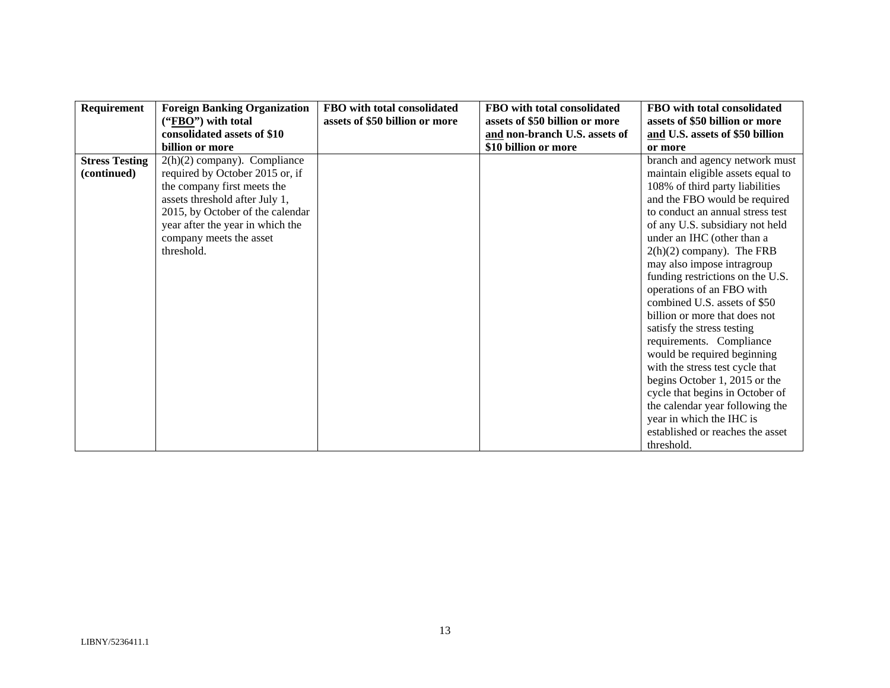| Requirement | Foreign Banking Organization ("FBO") with total consolidated assets of $10 billion or more | FBO with total consolidated assets of $50 billion or more | FBO with total consolidated assets of $50 billion or more and non-branch U.S. assets of $10 billion or more | FBO with total consolidated assets of $50 billion or more and U.S. assets of $50 billion or more |
|---|---|---|---|---|
| **Stress Testing (continued)** | 2(h)(2) company). Compliance required by October 2015 or, if the company first meets the assets threshold after July 1, 2015, by October of the calendar year after the year in which the company meets the asset threshold. | | | branch and agency network must maintain eligible assets equal to 108% of third party liabilities and the FBO would be required to conduct an annual stress test of any U.S. subsidiary not held under an IHC (other than a 2(h)(2) company). The FRB may also impose intragroup funding restrictions on the U.S. operations of an FBO with combined U.S. assets of $50 billion or more that does not satisfy the stress testing requirements. Compliance would be required beginning with the stress test cycle that begins October 1, 2015 or the cycle that begins in October of the calendar year following the year in which the IHC is established or reaches the asset threshold. |

LIBNY/5236411.1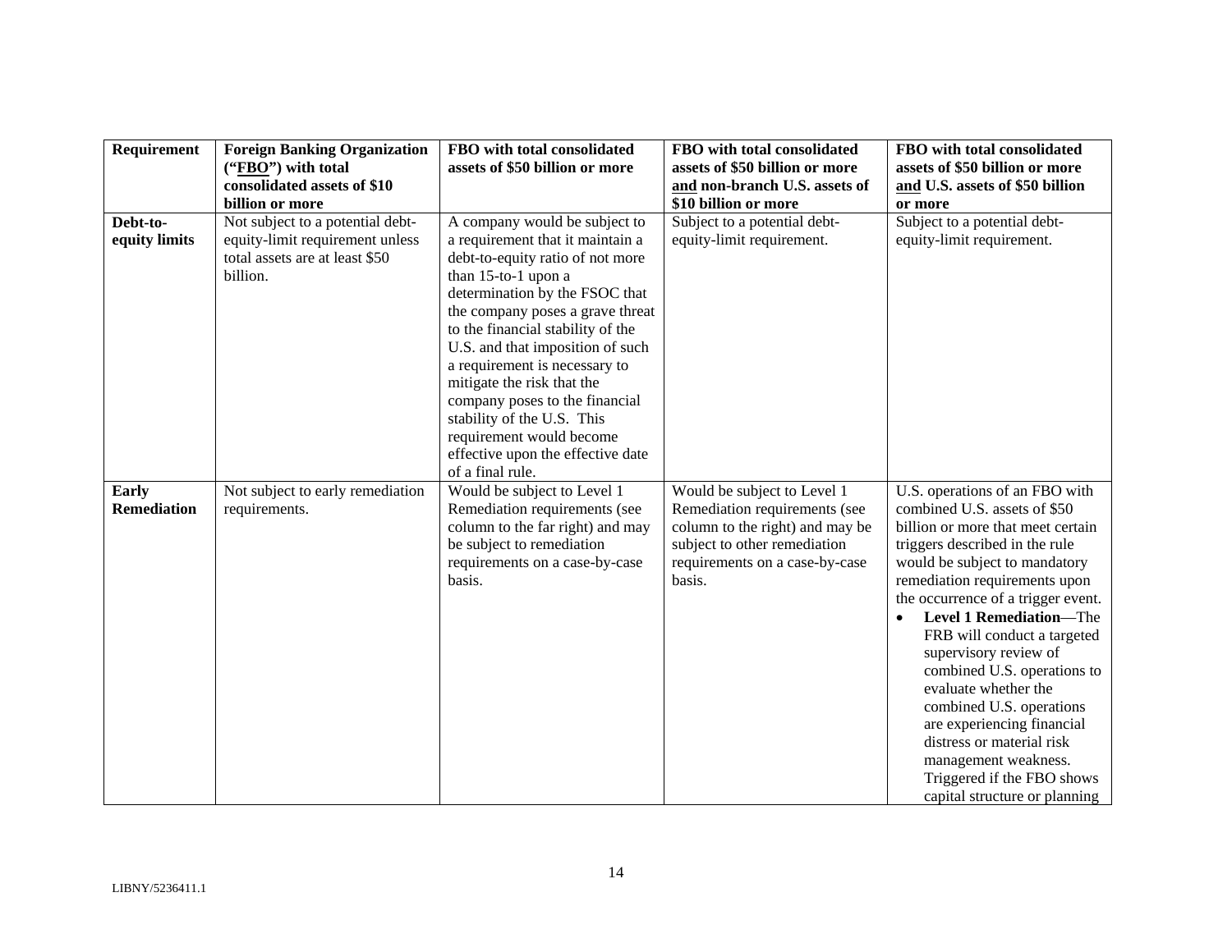| Requirement | Foreign Banking Organization ("FBO") with total consolidated assets of $10 billion or more | FBO with total consolidated assets of $50 billion or more | FBO with total consolidated assets of $50 billion or more and non-branch U.S. assets of $10 billion or more | FBO with total consolidated assets of $50 billion or more and U.S. assets of $50 billion or more |
|---|---|---|---|---|
| **Debt-to-equity limits** | Not subject to a potential debt-equity-limit requirement unless total assets are at least $50 billion. | A company would be subject to a requirement that it maintain a debt-to-equity ratio of not more than 15-to-1 upon a determination by the FSOC that the company poses a grave threat to the financial stability of the U.S. and that imposition of such a requirement is necessary to mitigate the risk that the company poses to the financial stability of the U.S. This requirement would become effective upon the effective date of a final rule. | Subject to a potential debt-equity-limit requirement. | Subject to a potential debt-equity-limit requirement. |
| **Early Remediation** | Not subject to early remediation requirements. | Would be subject to Level 1 Remediation requirements (see column to the far right) and may be subject to remediation requirements on a case-by-case basis. | Would be subject to Level 1 Remediation requirements (see column to the right) and may be subject to other remediation requirements on a case-by-case basis. | U.S. operations of an FBO with combined U.S. assets of $50 billion or more that meet certain triggers described in the rule would be subject to mandatory remediation requirements upon the occurrence of a trigger event.<br>• **Level 1 Remediation**—The FRB will conduct a targeted supervisory review of combined U.S. operations to evaluate whether the combined U.S. operations are experiencing financial distress or material risk management weakness. Triggered if the FBO shows capital structure or planning |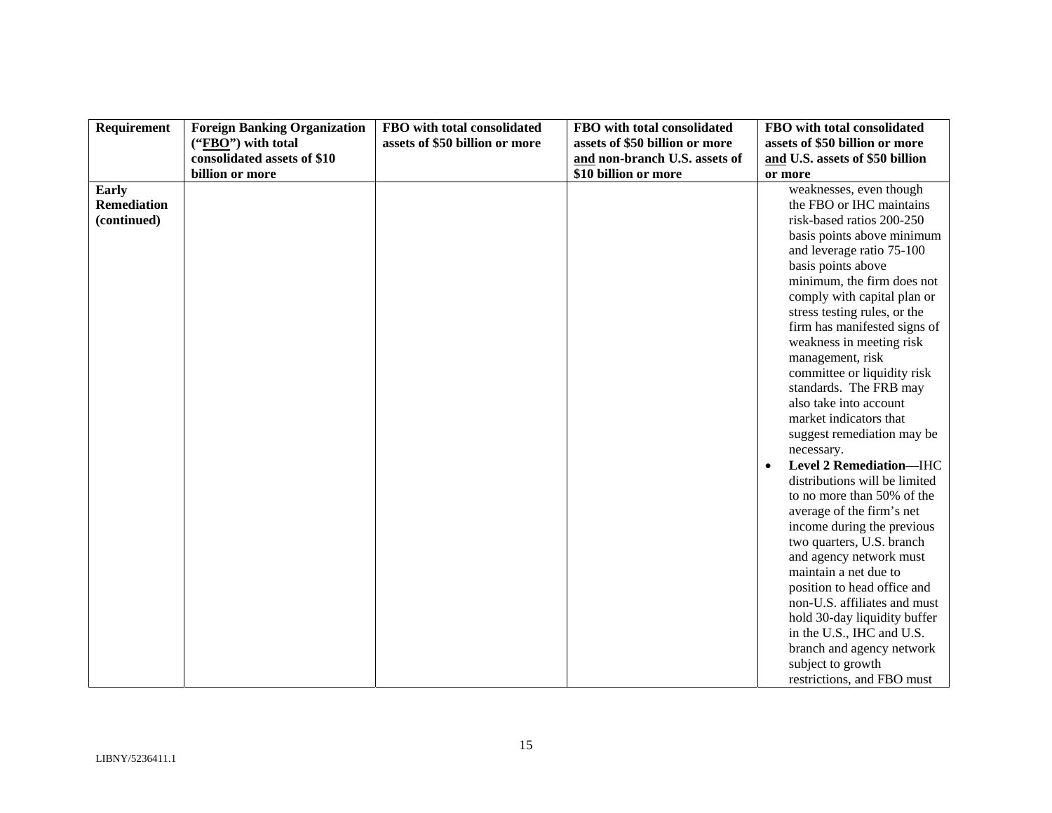| Requirement | Foreign Banking Organization ("FBO") with total consolidated assets of \$10 billion or more | FBO with total consolidated assets of \$50 billion or more | FBO with total consolidated assets of \$50 billion or more and non-branch U.S. assets of \$10 billion or more | FBO with total consolidated assets of \$50 billion or more and U.S. assets of \$50 billion or more |
|---|---|---|---|---|
| **Early Remediation (continued)** | | | | weaknesses, even though the FBO or IHC maintains risk-based ratios 200-250 basis points above minimum and leverage ratio 75-100 basis points above minimum, the firm does not comply with capital plan or stress testing rules, or the firm has manifested signs of weakness in meeting risk management, risk committee or liquidity risk standards. The FRB may also take into account market indicators that suggest remediation may be necessary.<br>• **Level 2 Remediation**—IHC distributions will be limited to no more than 50% of the average of the firm's net income during the previous two quarters, U.S. branch and agency network must maintain a net due to position to head office and non-U.S. affiliates and must hold 30-day liquidity buffer in the U.S., IHC and U.S. branch and agency network subject to growth restrictions, and FBO must |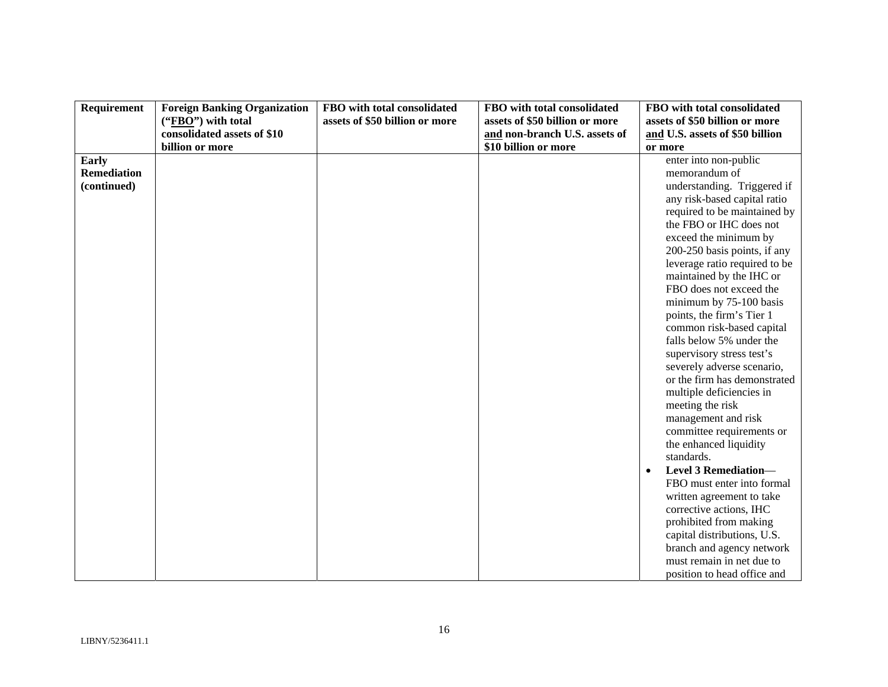| Requirement | Foreign Banking Organization ("FBO") with total consolidated assets of $10 billion or more | FBO with total consolidated assets of $50 billion or more | FBO with total consolidated assets of $50 billion or more and non-branch U.S. assets of $10 billion or more | FBO with total consolidated assets of $50 billion or more and U.S. assets of $50 billion or more |
|---|---|---|---|---|
| **Early Remediation (continued)** | | | | enter into non-public memorandum of understanding. Triggered if any risk-based capital ratio required to be maintained by the FBO or IHC does not exceed the minimum by 200-250 basis points, if any leverage ratio required to be maintained by the IHC or FBO does not exceed the minimum by 75-100 basis points, the firm's Tier 1 common risk-based capital falls below 5% under the supervisory stress test's severely adverse scenario, or the firm has demonstrated multiple deficiencies in meeting the risk management and risk committee requirements or the enhanced liquidity standards.<br>• **Level 3 Remediation**—FBO must enter into formal written agreement to take corrective actions, IHC prohibited from making capital distributions, U.S. branch and agency network must remain in net due to position to head office and |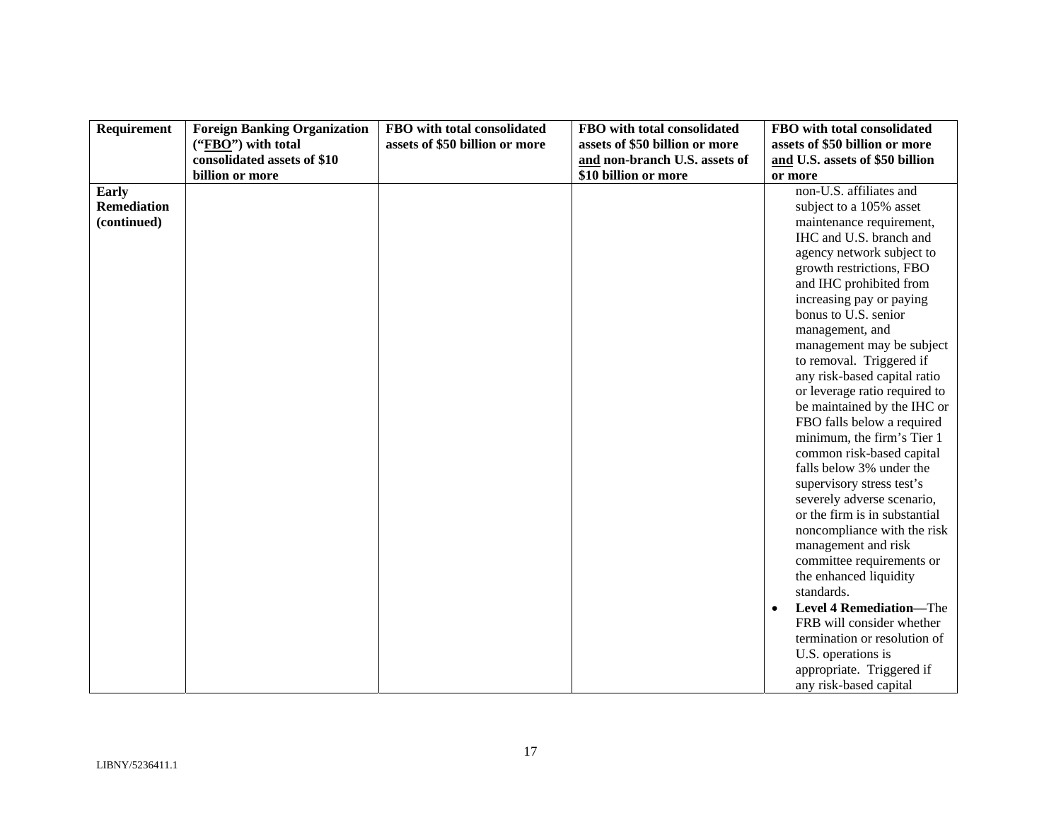| Requirement | Foreign Banking Organization (“FBO”) with total consolidated assets of $10 billion or more | FBO with total consolidated assets of $50 billion or more | FBO with total consolidated assets of $50 billion or more and non-branch U.S. assets of $10 billion or more | FBO with total consolidated assets of $50 billion or more and U.S. assets of $50 billion or more |
|---|---|---|---|---|
| **Early Remediation (continued)** | | | | non-U.S. affiliates and subject to a 105% asset maintenance requirement, IHC and U.S. branch and agency network subject to growth restrictions, FBO and IHC prohibited from increasing pay or paying bonus to U.S. senior management, and management may be subject to removal. Triggered if any risk-based capital ratio or leverage ratio required to be maintained by the IHC or FBO falls below a required minimum, the firm’s Tier 1 common risk-based capital falls below 3% under the supervisory stress test’s severely adverse scenario, or the firm is in substantial noncompliance with the risk management and risk committee requirements or the enhanced liquidity standards.<br>• **Level 4 Remediation—**The FRB will consider whether termination or resolution of U.S. operations is appropriate. Triggered if any risk-based capital |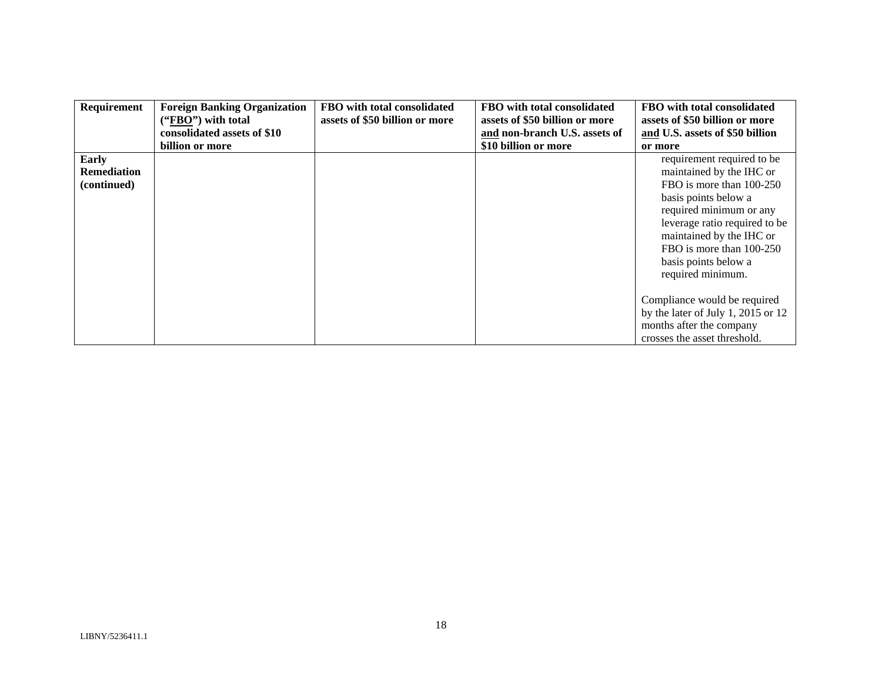| Requirement | Foreign Banking Organization ("FBO") with total consolidated assets of $10 billion or more | FBO with total consolidated assets of $50 billion or more | FBO with total consolidated assets of $50 billion or more and non-branch U.S. assets of $10 billion or more | FBO with total consolidated assets of $50 billion or more and U.S. assets of $50 billion or more |
|---|---|---|---|---|
| **Early Remediation (continued)** | | | | requirement required to be maintained by the IHC or FBO is more than 100-250 basis points below a required minimum or any leverage ratio required to be maintained by the IHC or FBO is more than 100-250 basis points below a required minimum.<br><br>Compliance would be required by the later of July 1, 2015 or 12 months after the company crosses the asset threshold. |

LIBNY/5236411.1